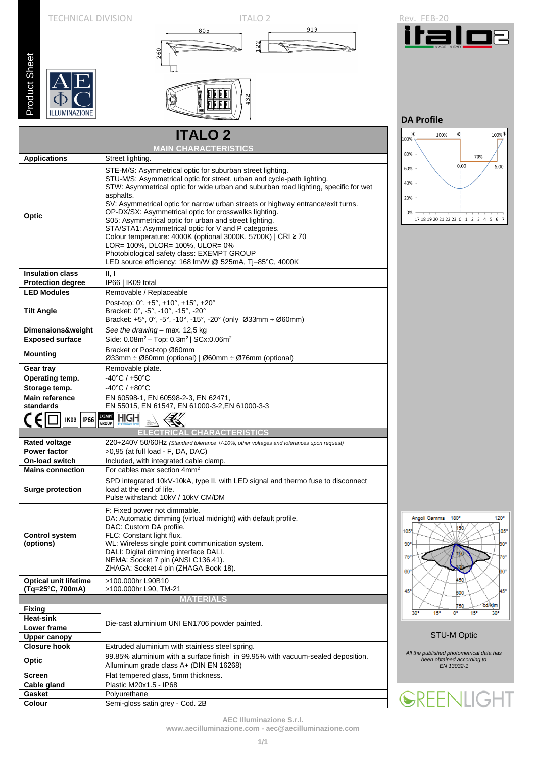TECHNICAL DIVISION | ITALO 2 | Rev. FEB-20

Product Sheet

# ITALO 2

## MAIN CHARACTERISTICS

| | |
|---|---|
| **Applications** | Street lighting. |
| **Optic** | STE-M/S: Asymmetrical optic for suburban street lighting.<br>STU-M/S: Asymmetrical optic for street, urban and cycle-path lighting.<br>STW: Asymmetrical optic for wide urban and suburban road lighting, specific for wet asphalts.<br>SV: Asymmetrical optic for narrow urban streets or highway entrance/exit turns.<br>OP-DX/SX: Asymmetrical optic for crosswalks lighting.<br>S05: Asymmetrical optic for urban and street lighting.<br>STA/STA1: Asymmetrical optic for V and P categories.<br>Colour temperature: 4000K (optional 3000K, 5700K) \| CRI ≥ 70<br>LOR= 100%, DLOR= 100%, ULOR= 0%<br>Photobiological safety class: EXEMPT GROUP<br>LED source efficiency: 168 lm/W @ 525mA, Tj=85°C, 4000K |
| **Insulation class** | II, I |
| **Protection degree** | IP66 \| IK09 total |
| **LED Modules** | Removable / Replaceable |
| **Tilt Angle** | Post-top: 0°, +5°, +10°, +15°, +20°<br>Bracket: 0°, -5°, -10°, -15°, -20°<br>Bracket: +5°, 0°, -5°, -10°, -15°, -20° (only Ø33mm ÷ Ø60mm) |
| **Dimensions&weight** | *See the drawing* – max. 12,5 kg |
| **Exposed surface** | Side: 0.08m² – Top: 0.3m² \| SCx:0.06m² |
| **Mounting** | Bracket or Post-top Ø60mm<br>Ø33mm ÷ Ø60mm (optional) \| Ø60mm ÷ Ø76mm (optional) |
| **Gear tray** | Removable plate. |
| **Operating temp.** | -40°C / +50°C |
| **Storage temp.** | -40°C / +80°C |
| **Main reference standards** | EN 60598-1, EN 60598-2-3, EN 62471,<br>EN 55015, EN 61547, EN 61000-3-2,EN 61000-3-3 |

## ELECTRICAL CHARACTERISTICS

| | |
|---|---|
| **Rated voltage** | 220÷240V 50/60Hz *(Standard tolerance +/-10%, other voltages and tolerances upon request)* |
| **Power factor** | >0,95 (at full load - F, DA, DAC) |
| **On-load switch** | Included, with integrated cable clamp. |
| **Mains connection** | For cables max section 4mm² |
| **Surge protection** | SPD integrated 10kV-10kA, type II, with LED signal and thermo fuse to disconnect load at the end of life.<br>Pulse withstand: 10kV / 10kV CM/DM |
| **Control system (options)** | F: Fixed power not dimmable.<br>DA: Automatic dimming (virtual midnight) with default profile.<br>DAC: Custom DA profile.<br>FLC: Constant light flux.<br>WL: Wireless single point communication system.<br>DALI: Digital dimming interface DALI.<br>NEMA: Socket 7 pin (ANSI C136.41).<br>ZHAGA: Socket 4 pin (ZHAGA Book 18). |
| **Optical unit lifetime (Tq=25°C, 700mA)** | >100.000hr L90B10<br>>100.000hr L90, TM-21 |

## MATERIALS

| | |
|---|---|
| **Fixing** | Die-cast aluminium UNI EN1706 powder painted. |
| **Heat-sink** | Die-cast aluminium UNI EN1706 powder painted. |
| **Lower frame** | Die-cast aluminium UNI EN1706 powder painted. |
| **Upper canopy** | Die-cast aluminium UNI EN1706 powder painted. |
| **Closure hook** | Extruded aluminium with stainless steel spring. |
| **Optic** | 99.85% aluminium with a surface finish in 99.95% with vacuum-sealed deposition. Alluminum grade class A+ (DIN EN 16268) |
| **Screen** | Flat tempered glass, 5mm thickness. |
| **Cable gland** | Plastic M20x1.5 - IP68 |
| **Gasket** | Polyurethane |
| **Colour** | Semi-gloss satin grey - Cod. 2B |

### DA Profile

STU-M Optic

*All the published photometrical data has been obtained according to EN 13032-1*

AEC Illuminazione S.r.l.
www.aecilluminazione.com - aec@aecilluminazione.com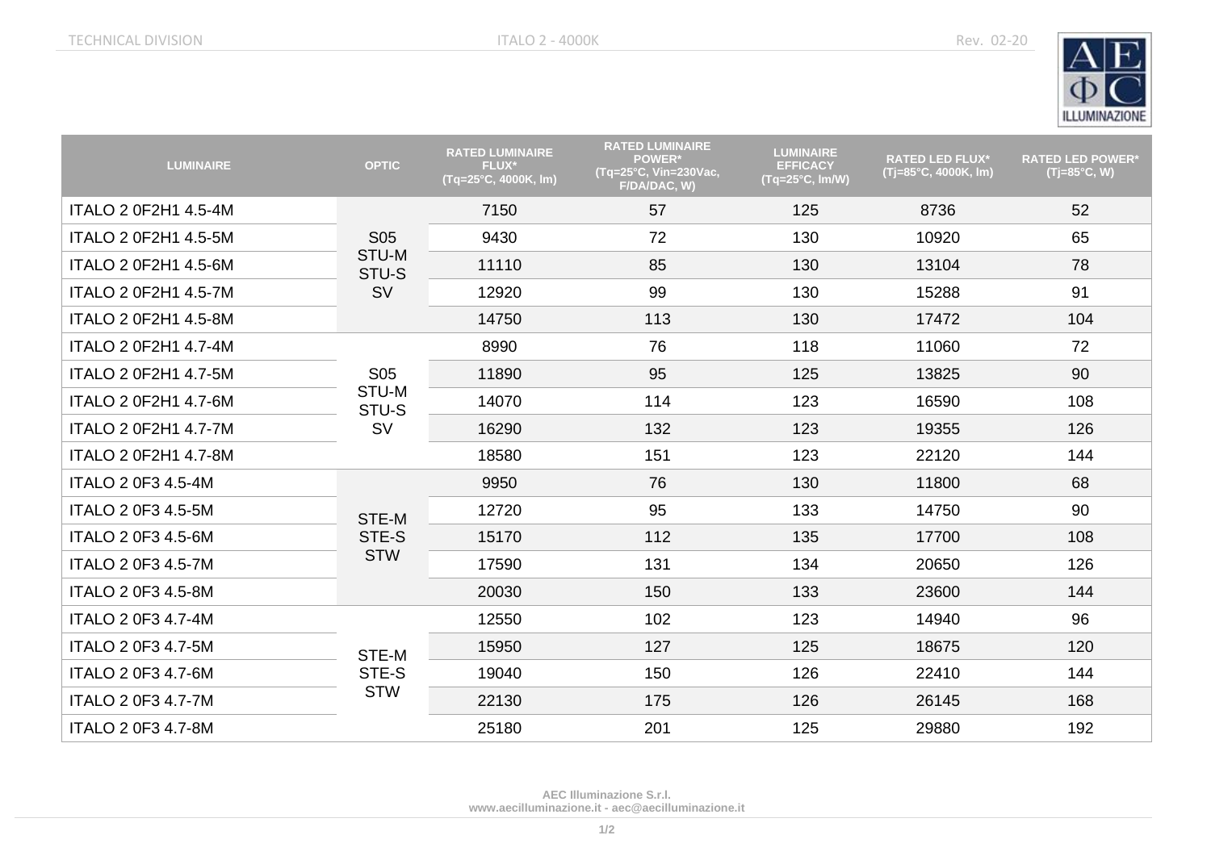| LUMINAIRE | OPTIC | RATED LUMINAIRE FLUX* (Tq=25°C, 4000K, lm) | RATED LUMINAIRE POWER* (Tq=25°C, Vin=230Vac, F/DA/DAC, W) | LUMINAIRE EFFICACY (Tq=25°C, lm/W) | RATED LED FLUX* (Tj=85°C, 4000K, lm) | RATED LED POWER* (Tj=85°C, W) |
|---|---|---|---|---|---|---|
| ITALO 2 0F2H1 4.5-4M | S05 STU-M STU-S SV | 7150 | 57 | 125 | 8736 | 52 |
| ITALO 2 0F2H1 4.5-5M | | 9430 | 72 | 130 | 10920 | 65 |
| ITALO 2 0F2H1 4.5-6M | | 11110 | 85 | 130 | 13104 | 78 |
| ITALO 2 0F2H1 4.5-7M | | 12920 | 99 | 130 | 15288 | 91 |
| ITALO 2 0F2H1 4.5-8M | | 14750 | 113 | 130 | 17472 | 104 |
| ITALO 2 0F2H1 4.7-4M | S05 STU-M STU-S SV | 8990 | 76 | 118 | 11060 | 72 |
| ITALO 2 0F2H1 4.7-5M | | 11890 | 95 | 125 | 13825 | 90 |
| ITALO 2 0F2H1 4.7-6M | | 14070 | 114 | 123 | 16590 | 108 |
| ITALO 2 0F2H1 4.7-7M | | 16290 | 132 | 123 | 19355 | 126 |
| ITALO 2 0F2H1 4.7-8M | | 18580 | 151 | 123 | 22120 | 144 |
| ITALO 2 0F3 4.5-4M | STE-M STE-S STW | 9950 | 76 | 130 | 11800 | 68 |
| ITALO 2 0F3 4.5-5M | | 12720 | 95 | 133 | 14750 | 90 |
| ITALO 2 0F3 4.5-6M | | 15170 | 112 | 135 | 17700 | 108 |
| ITALO 2 0F3 4.5-7M | | 17590 | 131 | 134 | 20650 | 126 |
| ITALO 2 0F3 4.5-8M | | 20030 | 150 | 133 | 23600 | 144 |
| ITALO 2 0F3 4.7-4M | STE-M STE-S STW | 12550 | 102 | 123 | 14940 | 96 |
| ITALO 2 0F3 4.7-5M | | 15950 | 127 | 125 | 18675 | 120 |
| ITALO 2 0F3 4.7-6M | | 19040 | 150 | 126 | 22410 | 144 |
| ITALO 2 0F3 4.7-7M | | 22130 | 175 | 126 | 26145 | 168 |
| ITALO 2 0F3 4.7-8M | | 25180 | 201 | 125 | 29880 | 192 |

**AEC Illuminazione S.r.l.**
**www.aecilluminazione.it - aec@aecilluminazione.it**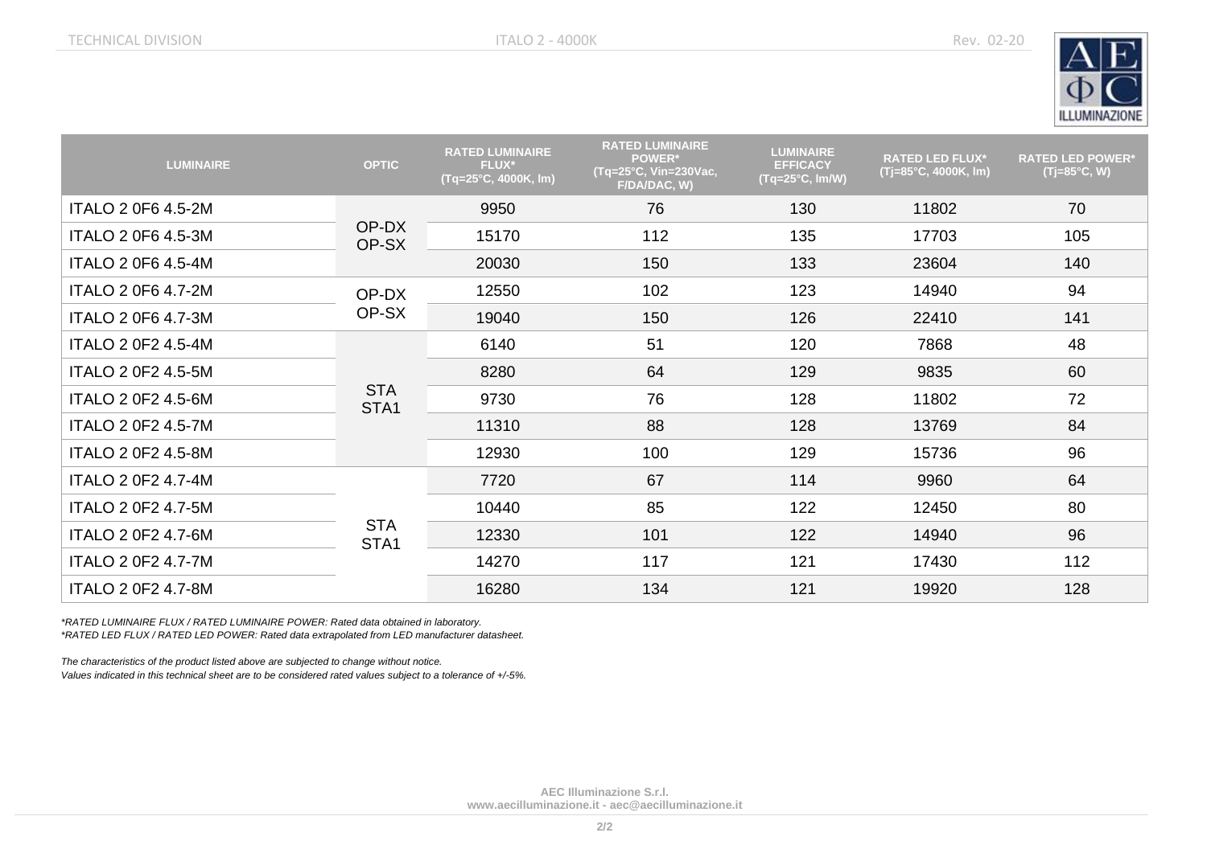| LUMINAIRE | OPTIC | RATED LUMINAIRE FLUX* (Tq=25°C, 4000K, lm) | RATED LUMINAIRE POWER* (Tq=25°C, Vin=230Vac, F/DA/DAC, W) | LUMINAIRE EFFICACY (Tq=25°C, lm/W) | RATED LED FLUX* (Tj=85°C, 4000K, lm) | RATED LED POWER* (Tj=85°C, W) |
|---|---|---|---|---|---|---|
| ITALO 2 0F6 4.5-2M | OP-DX OP-SX | 9950 | 76 | 130 | 11802 | 70 |
| ITALO 2 0F6 4.5-3M | | 15170 | 112 | 135 | 17703 | 105 |
| ITALO 2 0F6 4.5-4M | | 20030 | 150 | 133 | 23604 | 140 |
| ITALO 2 0F6 4.7-2M | OP-DX OP-SX | 12550 | 102 | 123 | 14940 | 94 |
| ITALO 2 0F6 4.7-3M | | 19040 | 150 | 126 | 22410 | 141 |
| ITALO 2 0F2 4.5-4M | STA STA1 | 6140 | 51 | 120 | 7868 | 48 |
| ITALO 2 0F2 4.5-5M | | 8280 | 64 | 129 | 9835 | 60 |
| ITALO 2 0F2 4.5-6M | | 9730 | 76 | 128 | 11802 | 72 |
| ITALO 2 0F2 4.5-7M | | 11310 | 88 | 128 | 13769 | 84 |
| ITALO 2 0F2 4.5-8M | | 12930 | 100 | 129 | 15736 | 96 |
| ITALO 2 0F2 4.7-4M | STA STA1 | 7720 | 67 | 114 | 9960 | 64 |
| ITALO 2 0F2 4.7-5M | | 10440 | 85 | 122 | 12450 | 80 |
| ITALO 2 0F2 4.7-6M | | 12330 | 101 | 122 | 14940 | 96 |
| ITALO 2 0F2 4.7-7M | | 14270 | 117 | 121 | 17430 | 112 |
| ITALO 2 0F2 4.7-8M | | 16280 | 134 | 121 | 19920 | 128 |

*\*RATED LUMINAIRE FLUX / RATED LUMINAIRE POWER: Rated data obtained in laboratory.*
*\*RATED LED FLUX / RATED LED POWER: Rated data extrapolated from LED manufacturer datasheet.*

*The characteristics of the product listed above are subjected to change without notice.*
*Values indicated in this technical sheet are to be considered rated values subject to a tolerance of +/-5%.*

**AEC Illuminazione S.r.l.**
**www.aecilluminazione.it - aec@aecilluminazione.it**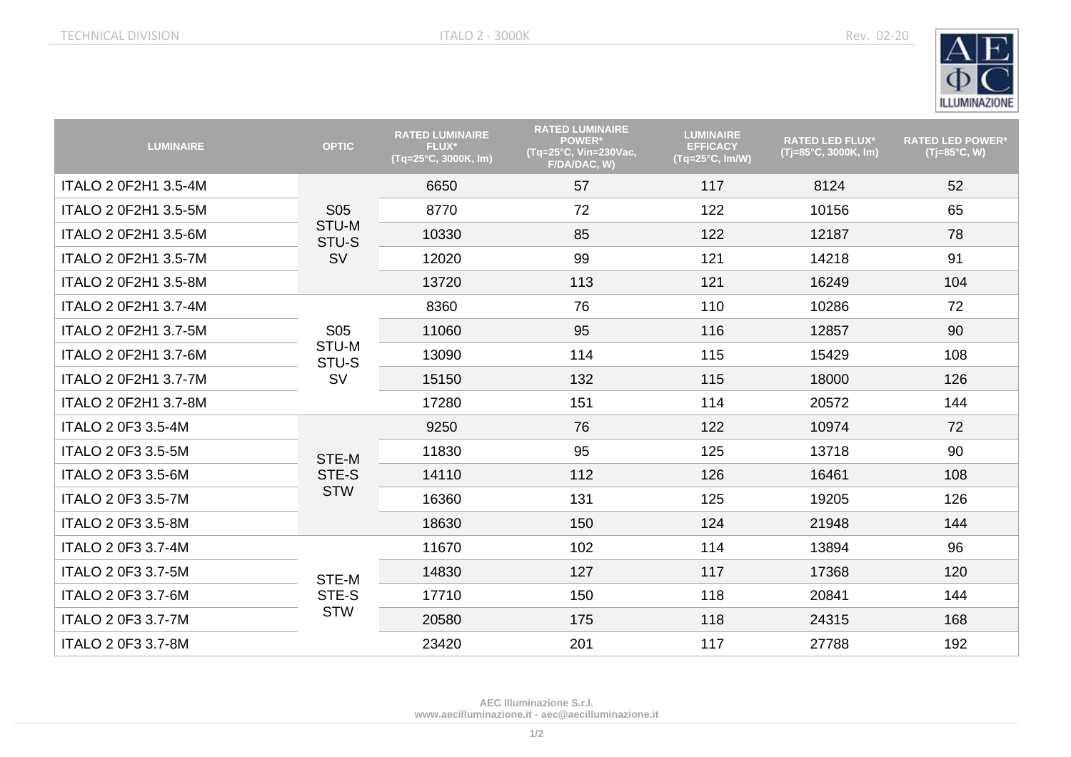| LUMINAIRE | OPTIC | RATED LUMINAIRE FLUX* (Tq=25°C, 3000K, lm) | RATED LUMINAIRE POWER* (Tq=25°C, Vin=230Vac, F/DA/DAC, W) | LUMINAIRE EFFICACY (Tq=25°C, lm/W) | RATED LED FLUX* (Tj=85°C, 3000K, lm) | RATED LED POWER* (Tj=85°C, W) |
|---|---|---|---|---|---|---|
| ITALO 2 0F2H1 3.5-4M | S05 STU-M STU-S SV | 6650 | 57 | 117 | 8124 | 52 |
| ITALO 2 0F2H1 3.5-5M | | 8770 | 72 | 122 | 10156 | 65 |
| ITALO 2 0F2H1 3.5-6M | | 10330 | 85 | 122 | 12187 | 78 |
| ITALO 2 0F2H1 3.5-7M | | 12020 | 99 | 121 | 14218 | 91 |
| ITALO 2 0F2H1 3.5-8M | | 13720 | 113 | 121 | 16249 | 104 |
| ITALO 2 0F2H1 3.7-4M | S05 STU-M STU-S SV | 8360 | 76 | 110 | 10286 | 72 |
| ITALO 2 0F2H1 3.7-5M | | 11060 | 95 | 116 | 12857 | 90 |
| ITALO 2 0F2H1 3.7-6M | | 13090 | 114 | 115 | 15429 | 108 |
| ITALO 2 0F2H1 3.7-7M | | 15150 | 132 | 115 | 18000 | 126 |
| ITALO 2 0F2H1 3.7-8M | | 17280 | 151 | 114 | 20572 | 144 |
| ITALO 2 0F3 3.5-4M | STE-M STE-S STW | 9250 | 76 | 122 | 10974 | 72 |
| ITALO 2 0F3 3.5-5M | | 11830 | 95 | 125 | 13718 | 90 |
| ITALO 2 0F3 3.5-6M | | 14110 | 112 | 126 | 16461 | 108 |
| ITALO 2 0F3 3.5-7M | | 16360 | 131 | 125 | 19205 | 126 |
| ITALO 2 0F3 3.5-8M | | 18630 | 150 | 124 | 21948 | 144 |
| ITALO 2 0F3 3.7-4M | STE-M STE-S STW | 11670 | 102 | 114 | 13894 | 96 |
| ITALO 2 0F3 3.7-5M | | 14830 | 127 | 117 | 17368 | 120 |
| ITALO 2 0F3 3.7-6M | | 17710 | 150 | 118 | 20841 | 144 |
| ITALO 2 0F3 3.7-7M | | 20580 | 175 | 118 | 24315 | 168 |
| ITALO 2 0F3 3.7-8M | | 23420 | 201 | 117 | 27788 | 192 |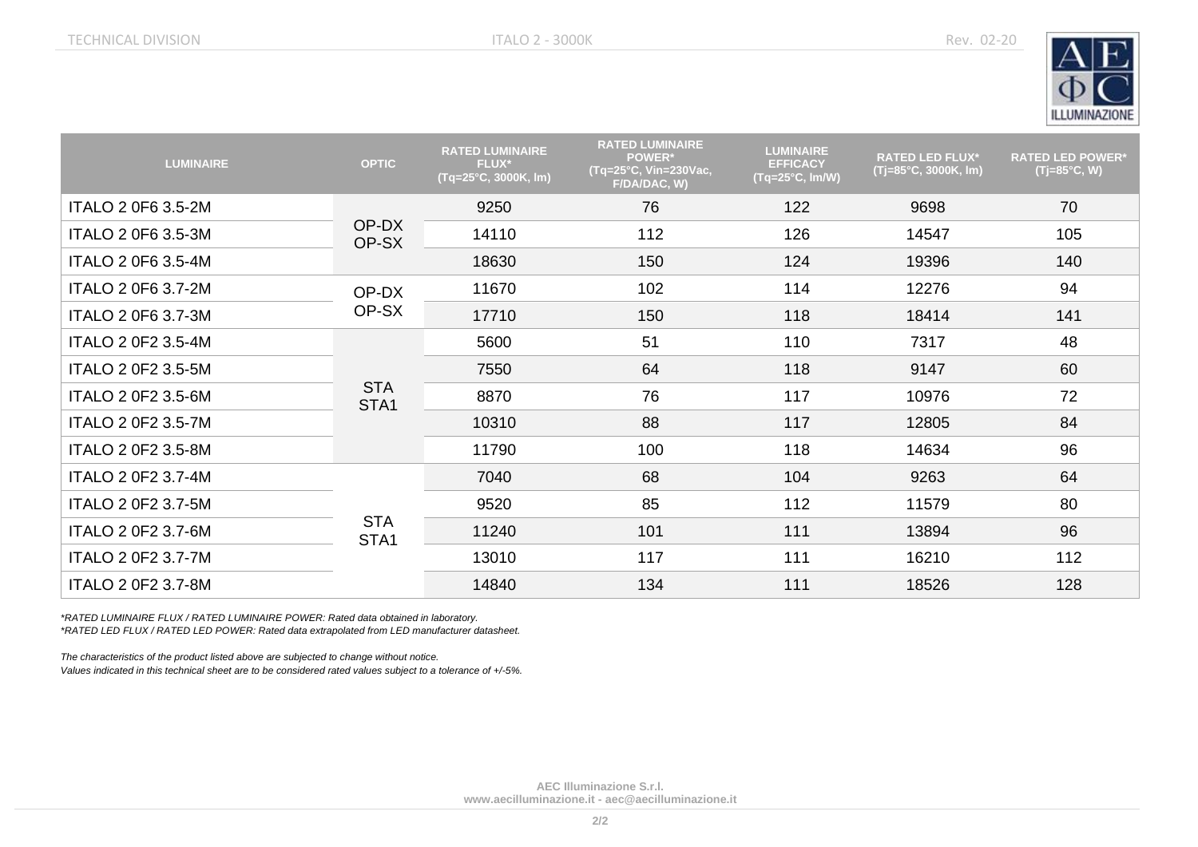| LUMINAIRE | OPTIC | RATED LUMINAIRE FLUX* (Tq=25°C, 3000K, lm) | RATED LUMINAIRE POWER* (Tq=25°C, Vin=230Vac, F/DA/DAC, W) | LUMINAIRE EFFICACY (Tq=25°C, lm/W) | RATED LED FLUX* (Tj=85°C, 3000K, lm) | RATED LED POWER* (Tj=85°C, W) |
|---|---|---|---|---|---|---|
| ITALO 2 0F6 3.5-2M | OP-DX OP-SX | 9250 | 76 | 122 | 9698 | 70 |
| ITALO 2 0F6 3.5-3M | | 14110 | 112 | 126 | 14547 | 105 |
| ITALO 2 0F6 3.5-4M | | 18630 | 150 | 124 | 19396 | 140 |
| ITALO 2 0F6 3.7-2M | OP-DX OP-SX | 11670 | 102 | 114 | 12276 | 94 |
| ITALO 2 0F6 3.7-3M | | 17710 | 150 | 118 | 18414 | 141 |
| ITALO 2 0F2 3.5-4M | STA STA1 | 5600 | 51 | 110 | 7317 | 48 |
| ITALO 2 0F2 3.5-5M | | 7550 | 64 | 118 | 9147 | 60 |
| ITALO 2 0F2 3.5-6M | | 8870 | 76 | 117 | 10976 | 72 |
| ITALO 2 0F2 3.5-7M | | 10310 | 88 | 117 | 12805 | 84 |
| ITALO 2 0F2 3.5-8M | | 11790 | 100 | 118 | 14634 | 96 |
| ITALO 2 0F2 3.7-4M | STA STA1 | 7040 | 68 | 104 | 9263 | 64 |
| ITALO 2 0F2 3.7-5M | | 9520 | 85 | 112 | 11579 | 80 |
| ITALO 2 0F2 3.7-6M | | 11240 | 101 | 111 | 13894 | 96 |
| ITALO 2 0F2 3.7-7M | | 13010 | 117 | 111 | 16210 | 112 |
| ITALO 2 0F2 3.7-8M | | 14840 | 134 | 111 | 18526 | 128 |

*\*RATED LUMINAIRE FLUX / RATED LUMINAIRE POWER: Rated data obtained in laboratory.*
*\*RATED LED FLUX / RATED LED POWER: Rated data extrapolated from LED manufacturer datasheet.*

*The characteristics of the product listed above are subjected to change without notice.*
*Values indicated in this technical sheet are to be considered rated values subject to a tolerance of +/-5%.*

**AEC Illuminazione S.r.l.**
**www.aecilluminazione.it - aec@aecilluminazione.it**